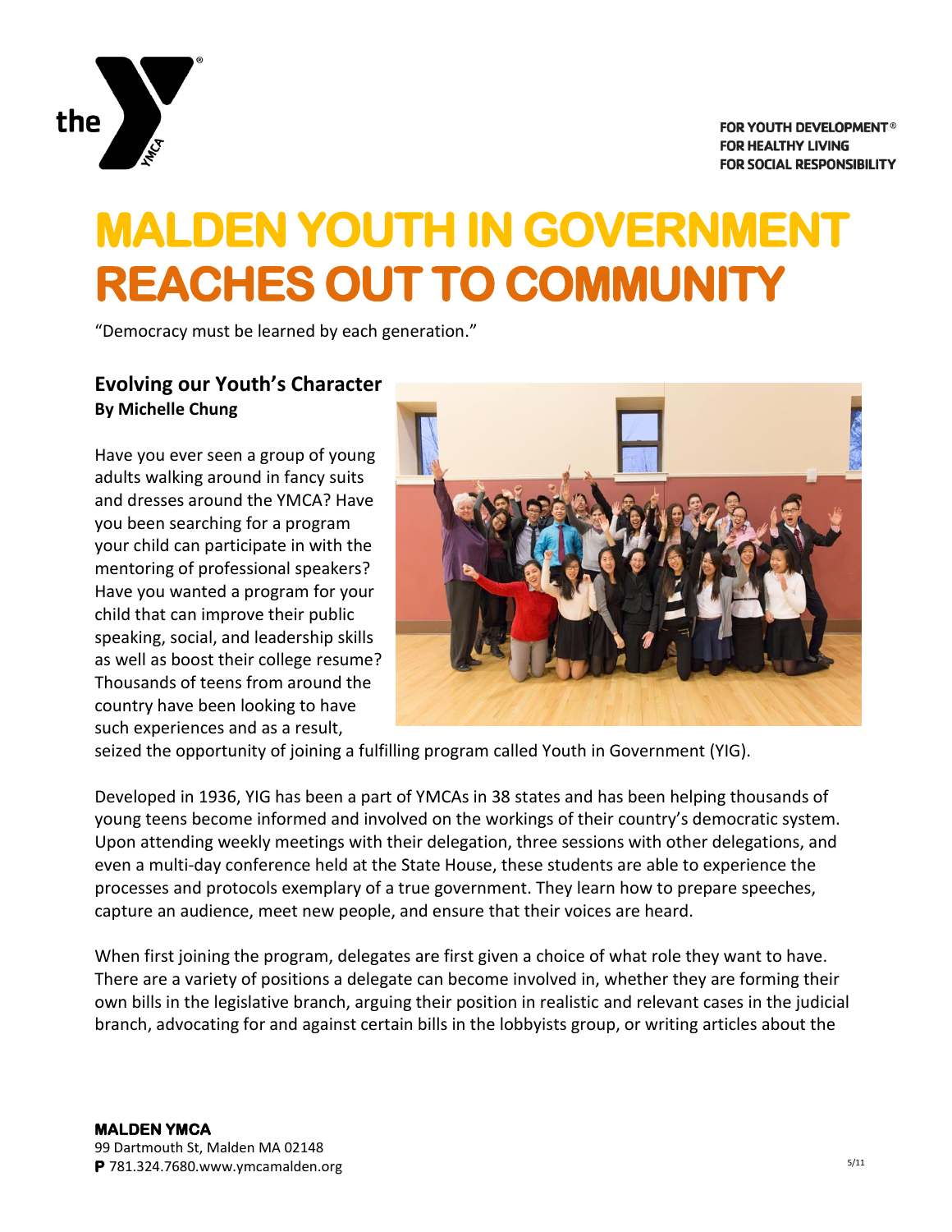FOR YOUTH DEVELOPMENT®
FOR HEALTHY LIVING
FOR SOCIAL RESPONSIBILITY

# MALDEN YOUTH IN GOVERNMENT REACHES OUT TO COMMUNITY

"Democracy must be learned by each generation."

## Evolving our Youth's Character

**By Michelle Chung**

Have you ever seen a group of young adults walking around in fancy suits and dresses around the YMCA? Have you been searching for a program your child can participate in with the mentoring of professional speakers? Have you wanted a program for your child that can improve their public speaking, social, and leadership skills as well as boost their college resume? Thousands of teens from around the country have been looking to have such experiences and as a result, seized the opportunity of joining a fulfilling program called Youth in Government (YIG).

Developed in 1936, YIG has been a part of YMCAs in 38 states and has been helping thousands of young teens become informed and involved on the workings of their country's democratic system. Upon attending weekly meetings with their delegation, three sessions with other delegations, and even a multi-day conference held at the State House, these students are able to experience the processes and protocols exemplary of a true government. They learn how to prepare speeches, capture an audience, meet new people, and ensure that their voices are heard.

When first joining the program, delegates are first given a choice of what role they want to have. There are a variety of positions a delegate can become involved in, whether they are forming their own bills in the legislative branch, arguing their position in realistic and relevant cases in the judicial branch, advocating for and against certain bills in the lobbyists group, or writing articles about the

**MALDEN YMCA**
99 Dartmouth St, Malden MA 02148
**P** 781.324.7680.www.ymcamalden.org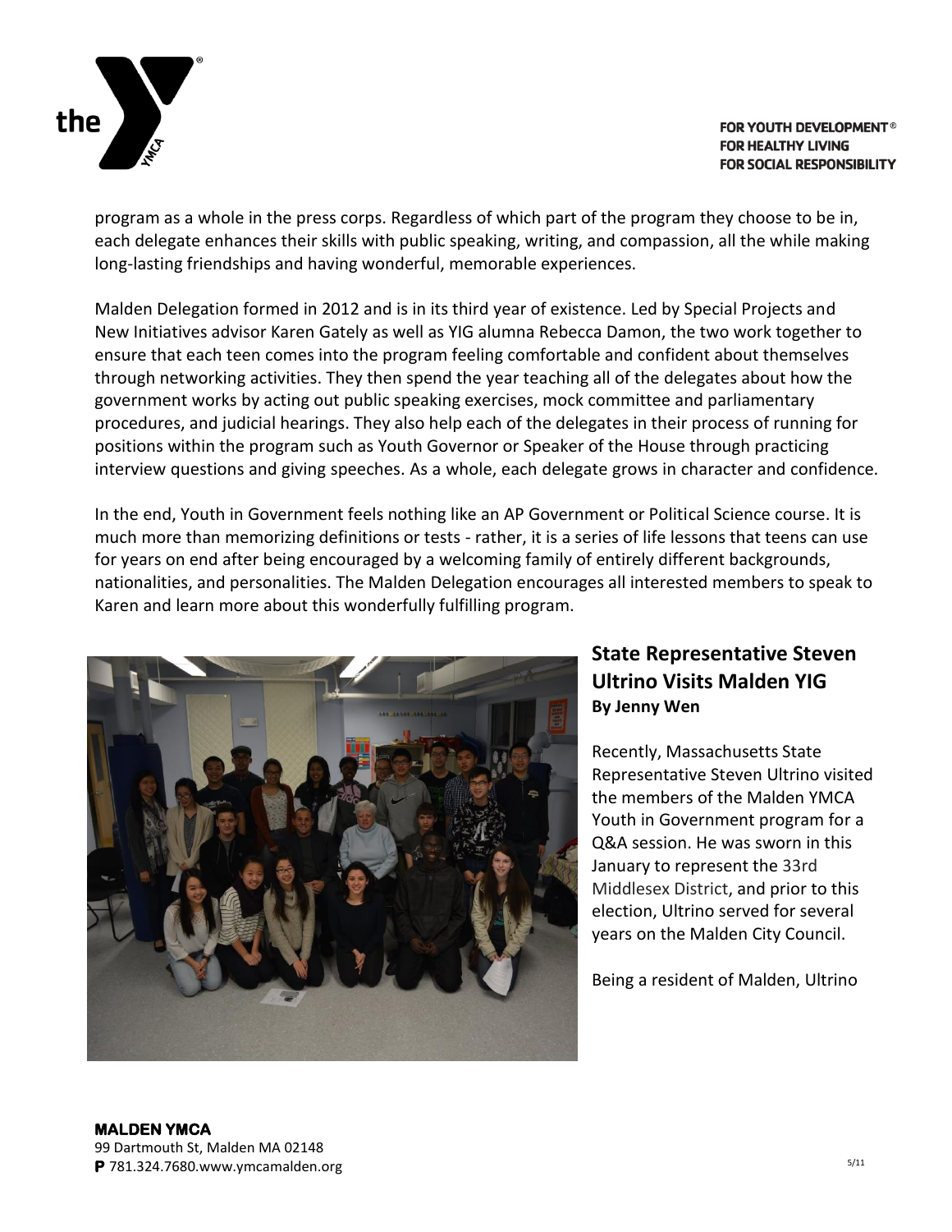program as a whole in the press corps. Regardless of which part of the program they choose to be in, each delegate enhances their skills with public speaking, writing, and compassion, all the while making long-lasting friendships and having wonderful, memorable experiences.

Malden Delegation formed in 2012 and is in its third year of existence. Led by Special Projects and New Initiatives advisor Karen Gately as well as YIG alumna Rebecca Damon, the two work together to ensure that each teen comes into the program feeling comfortable and confident about themselves through networking activities. They then spend the year teaching all of the delegates about how the government works by acting out public speaking exercises, mock committee and parliamentary procedures, and judicial hearings. They also help each of the delegates in their process of running for positions within the program such as Youth Governor or Speaker of the House through practicing interview questions and giving speeches. As a whole, each delegate grows in character and confidence.

In the end, Youth in Government feels nothing like an AP Government or Political Science course. It is much more than memorizing definitions or tests - rather, it is a series of life lessons that teens can use for years on end after being encouraged by a welcoming family of entirely different backgrounds, nationalities, and personalities. The Malden Delegation encourages all interested members to speak to Karen and learn more about this wonderfully fulfilling program.

## State Representative Steven Ultrino Visits Malden YIG

**By Jenny Wen**

Recently, Massachusetts State Representative Steven Ultrino visited the members of the Malden YMCA Youth in Government program for a Q&A session. He was sworn in this January to represent the 33rd Middlesex District, and prior to this election, Ultrino served for several years on the Malden City Council.

Being a resident of Malden, Ultrino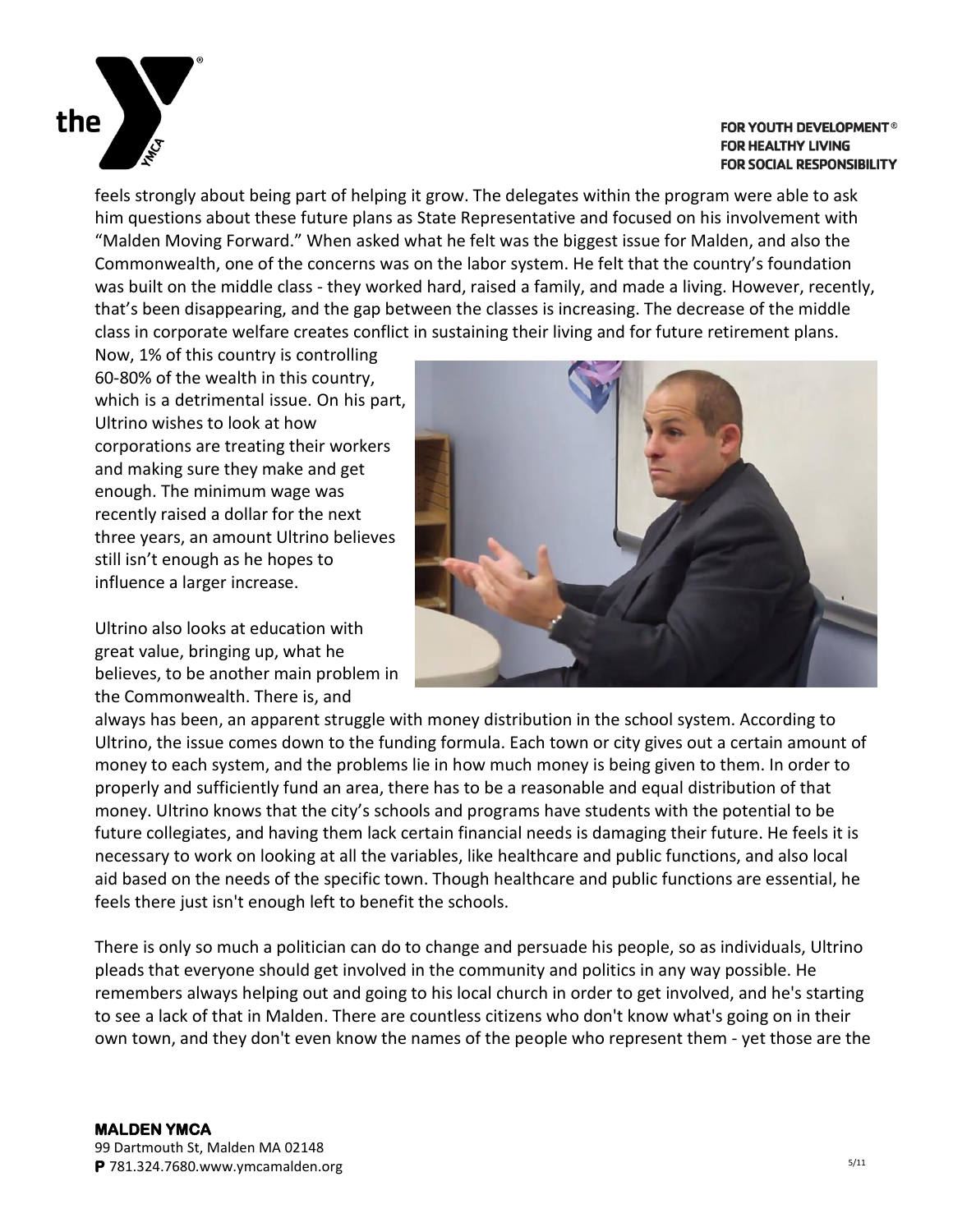feels strongly about being part of helping it grow. The delegates within the program were able to ask him questions about these future plans as State Representative and focused on his involvement with "Malden Moving Forward." When asked what he felt was the biggest issue for Malden, and also the Commonwealth, one of the concerns was on the labor system. He felt that the country's foundation was built on the middle class - they worked hard, raised a family, and made a living. However, recently, that's been disappearing, and the gap between the classes is increasing. The decrease of the middle class in corporate welfare creates conflict in sustaining their living and for future retirement plans. Now, 1% of this country is controlling 60-80% of the wealth in this country, which is a detrimental issue. On his part, Ultrino wishes to look at how corporations are treating their workers and making sure they make and get enough. The minimum wage was recently raised a dollar for the next three years, an amount Ultrino believes still isn't enough as he hopes to influence a larger increase.

Ultrino also looks at education with great value, bringing up, what he believes, to be another main problem in the Commonwealth. There is, and always has been, an apparent struggle with money distribution in the school system. According to Ultrino, the issue comes down to the funding formula. Each town or city gives out a certain amount of money to each system, and the problems lie in how much money is being given to them. In order to properly and sufficiently fund an area, there has to be a reasonable and equal distribution of that money. Ultrino knows that the city's schools and programs have students with the potential to be future collegiates, and having them lack certain financial needs is damaging their future. He feels it is necessary to work on looking at all the variables, like healthcare and public functions, and also local aid based on the needs of the specific town. Though healthcare and public functions are essential, he feels there just isn't enough left to benefit the schools.

There is only so much a politician can do to change and persuade his people, so as individuals, Ultrino pleads that everyone should get involved in the community and politics in any way possible. He remembers always helping out and going to his local church in order to get involved, and he's starting to see a lack of that in Malden. There are countless citizens who don't know what's going on in their own town, and they don't even know the names of the people who represent them - yet those are the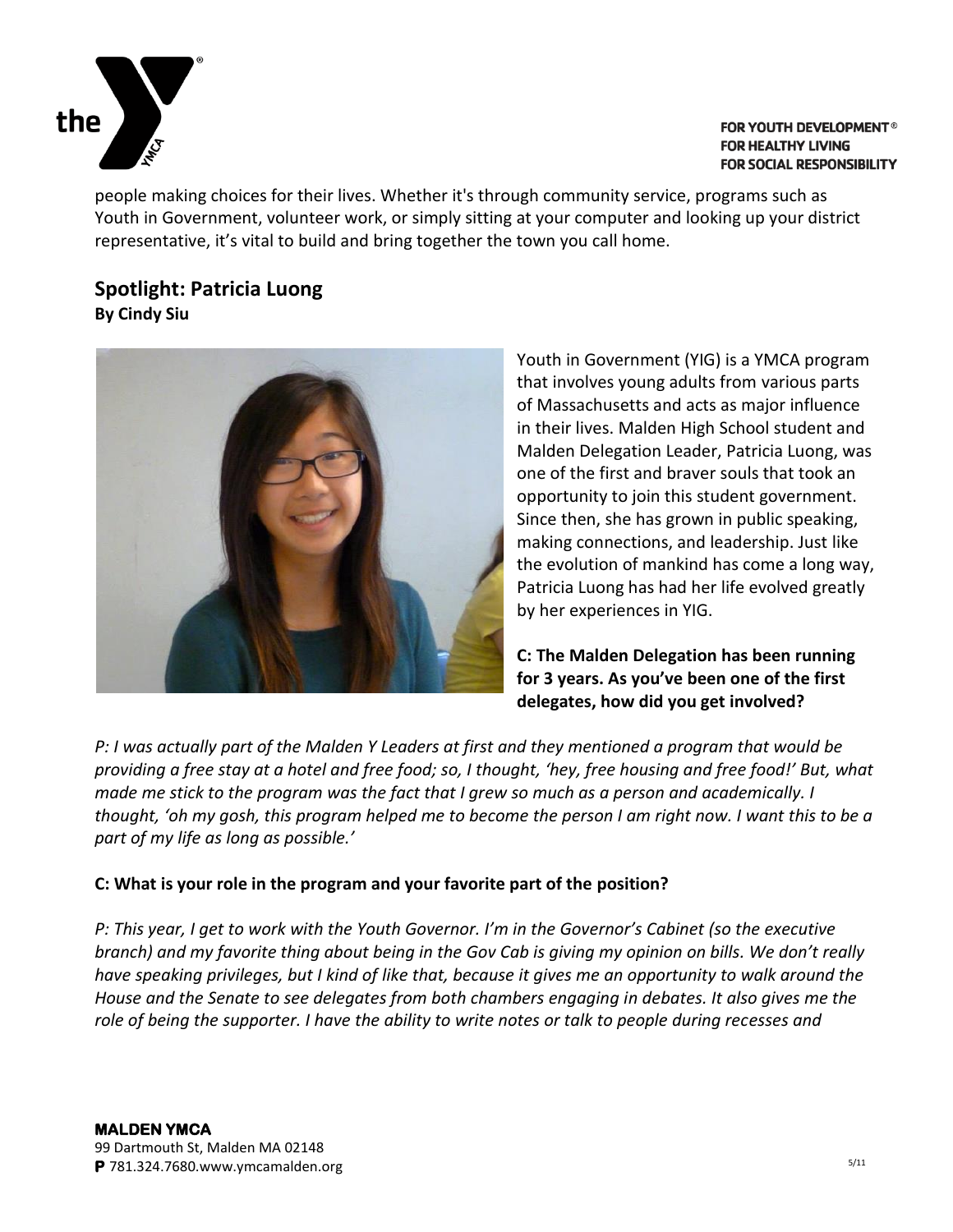people making choices for their lives. Whether it's through community service, programs such as Youth in Government, volunteer work, or simply sitting at your computer and looking up your district representative, it's vital to build and bring together the town you call home.

## Spotlight: Patricia Luong

**By Cindy Siu**

Youth in Government (YIG) is a YMCA program that involves young adults from various parts of Massachusetts and acts as major influence in their lives. Malden High School student and Malden Delegation Leader, Patricia Luong, was one of the first and braver souls that took an opportunity to join this student government. Since then, she has grown in public speaking, making connections, and leadership. Just like the evolution of mankind has come a long way, Patricia Luong has had her life evolved greatly by her experiences in YIG.

**C: The Malden Delegation has been running for 3 years. As you've been one of the first delegates, how did you get involved?**

*P: I was actually part of the Malden Y Leaders at first and they mentioned a program that would be providing a free stay at a hotel and free food; so, I thought, 'hey, free housing and free food!' But, what made me stick to the program was the fact that I grew so much as a person and academically. I thought, 'oh my gosh, this program helped me to become the person I am right now. I want this to be a part of my life as long as possible.'*

**C: What is your role in the program and your favorite part of the position?**

*P: This year, I get to work with the Youth Governor. I'm in the Governor's Cabinet (so the executive branch) and my favorite thing about being in the Gov Cab is giving my opinion on bills. We don't really have speaking privileges, but I kind of like that, because it gives me an opportunity to walk around the House and the Senate to see delegates from both chambers engaging in debates. It also gives me the role of being the supporter. I have the ability to write notes or talk to people during recesses and*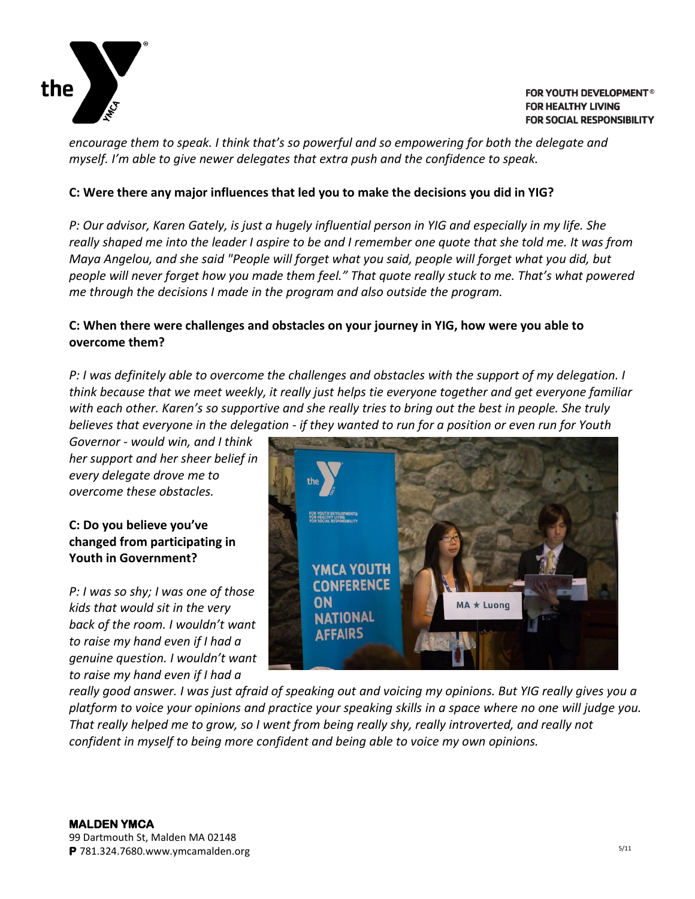*encourage them to speak. I think that's so powerful and so empowering for both the delegate and myself. I'm able to give newer delegates that extra push and the confidence to speak.*

**C: Were there any major influences that led you to make the decisions you did in YIG?**

*P: Our advisor, Karen Gately, is just a hugely influential person in YIG and especially in my life. She really shaped me into the leader I aspire to be and I remember one quote that she told me. It was from Maya Angelou, and she said "People will forget what you said, people will forget what you did, but people will never forget how you made them feel." That quote really stuck to me. That's what powered me through the decisions I made in the program and also outside the program.*

**C: When there were challenges and obstacles on your journey in YIG, how were you able to overcome them?**

*P: I was definitely able to overcome the challenges and obstacles with the support of my delegation. I think because that we meet weekly, it really just helps tie everyone together and get everyone familiar with each other. Karen's so supportive and she really tries to bring out the best in people. She truly believes that everyone in the delegation - if they wanted to run for a position or even run for Youth Governor - would win, and I think her support and her sheer belief in every delegate drove me to overcome these obstacles.*

**C: Do you believe you've changed from participating in Youth in Government?**

*P: I was so shy; I was one of those kids that would sit in the very back of the room. I wouldn't want to raise my hand even if I had a genuine question. I wouldn't want to raise my hand even if I had a really good answer. I was just afraid of speaking out and voicing my opinions. But YIG really gives you a platform to voice your opinions and practice your speaking skills in a space where no one will judge you. That really helped me to grow, so I went from being really shy, really introverted, and really not confident in myself to being more confident and being able to voice my own opinions.*

**MALDEN YMCA**
99 Dartmouth St, Malden MA 02148
**P** 781.324.7680.www.ymcamalden.org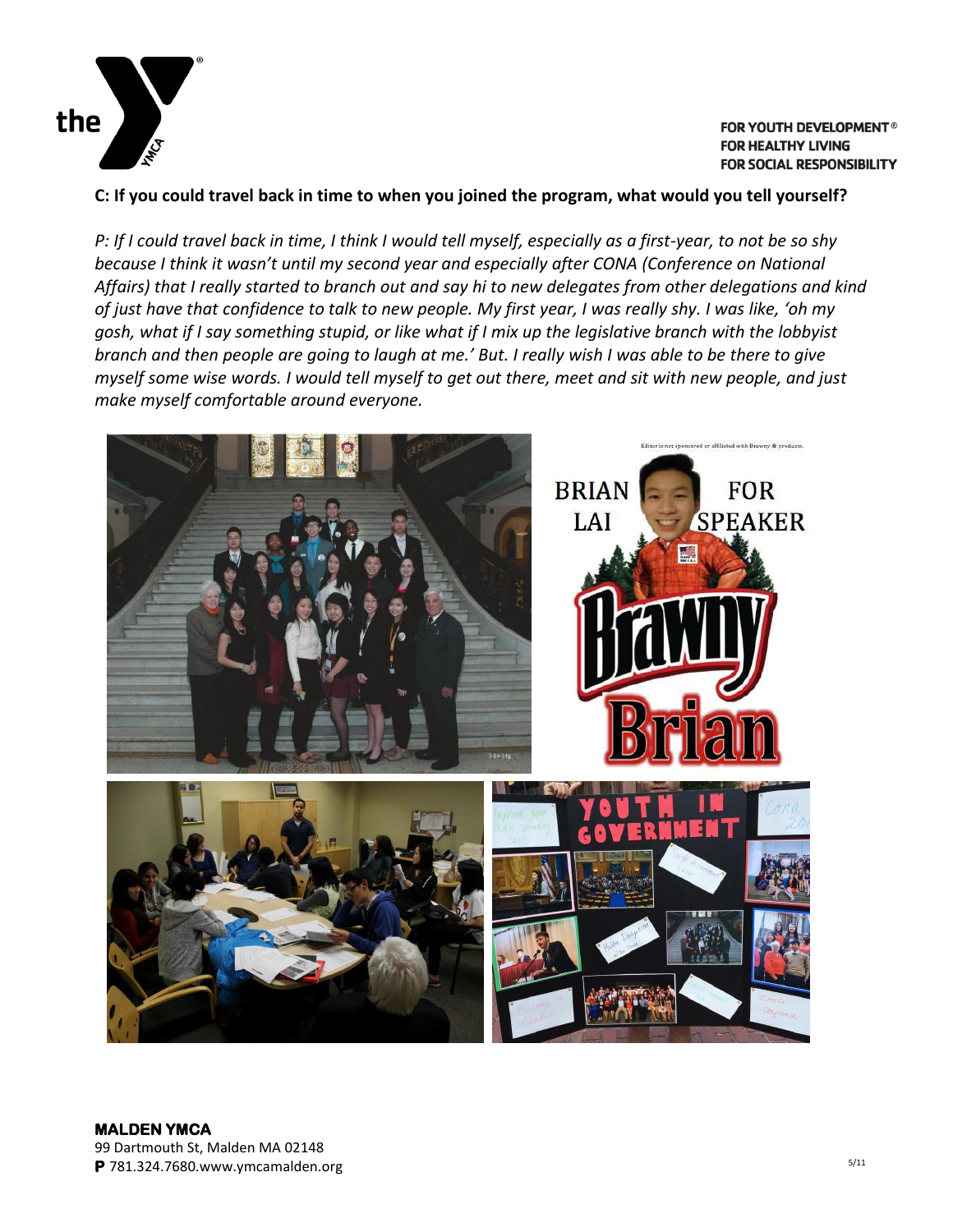**C: If you could travel back in time to when you joined the program, what would you tell yourself?**

*P: If I could travel back in time, I think I would tell myself, especially as a first-year, to not be so shy because I think it wasn't until my second year and especially after CONA (Conference on National Affairs) that I really started to branch out and say hi to new delegates from other delegations and kind of just have that confidence to talk to new people. My first year, I was really shy. I was like, 'oh my gosh, what if I say something stupid, or like what if I mix up the legislative branch with the lobbyist branch and then people are going to laugh at me.' But. I really wish I was able to be there to give myself some wise words. I would tell myself to get out there, meet and sit with new people, and just make myself comfortable around everyone.*

**MALDEN YMCA**
99 Dartmouth St, Malden MA 02148
**P** 781.324.7680.www.ymcamalden.org